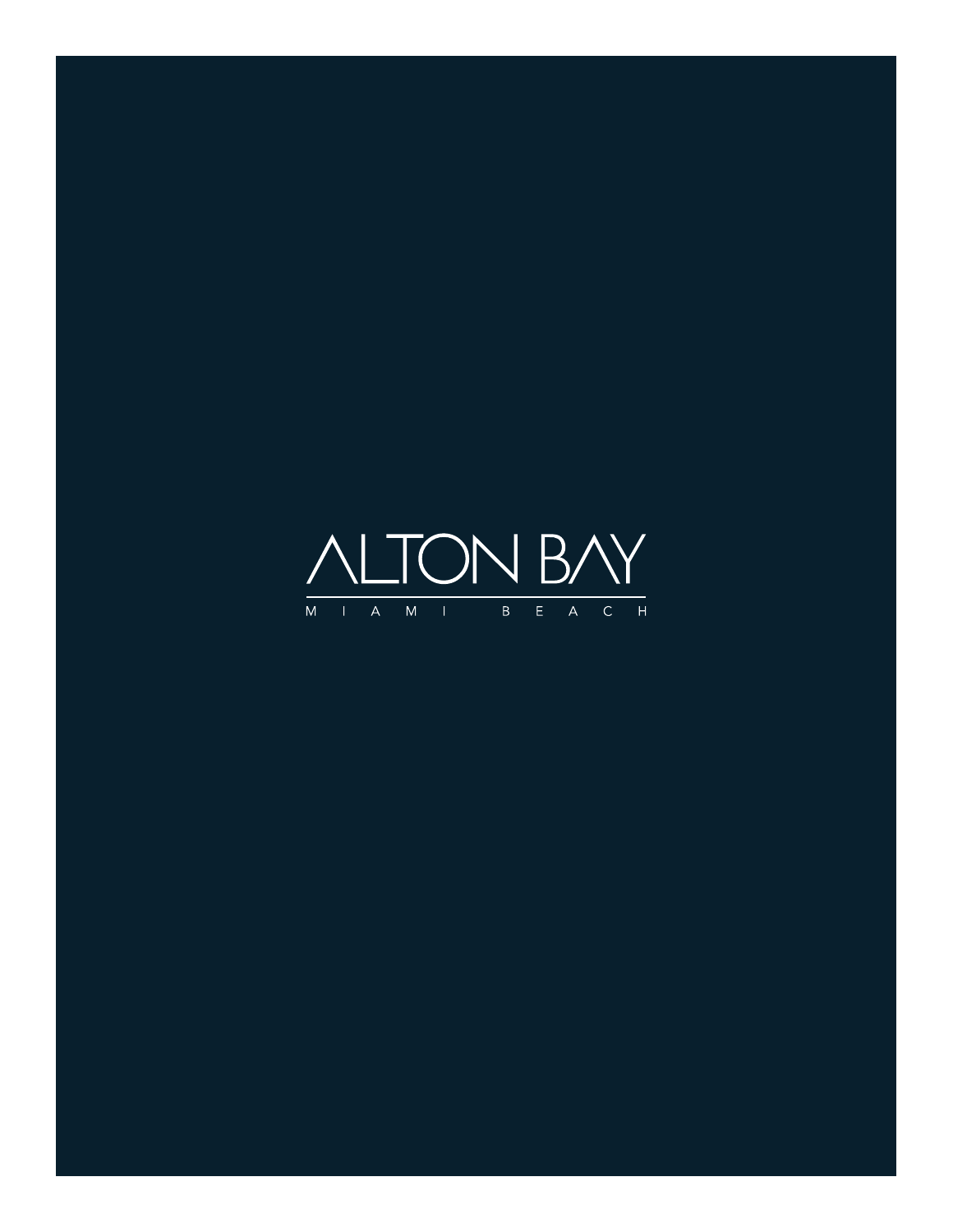# ALTON BAY

MIAMI BEACH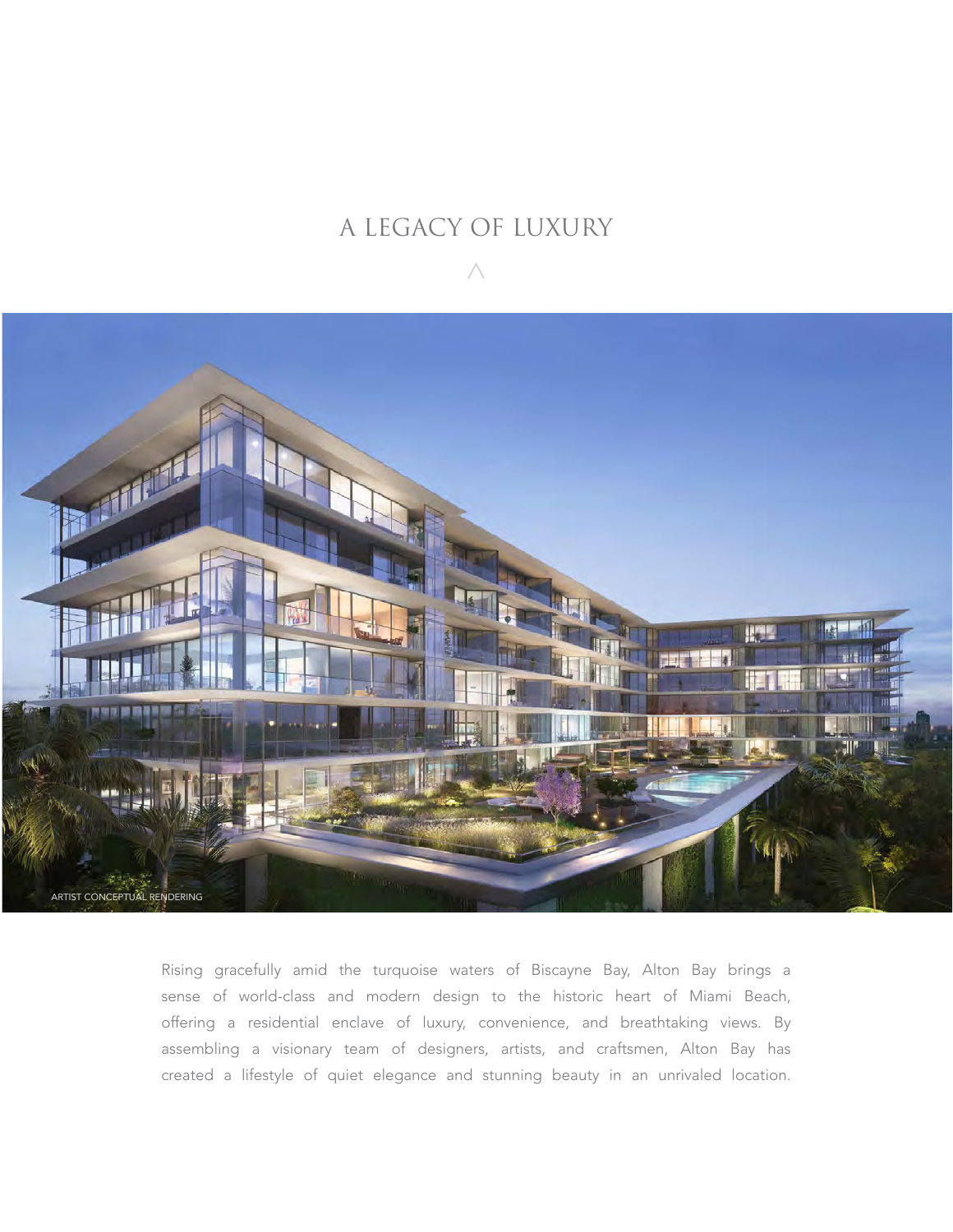# A LEGACY OF LUXURY

ARTIST CONCEPTUAL RENDERING

Rising gracefully amid the turquoise waters of Biscayne Bay, Alton Bay brings a sense of world-class and modern design to the historic heart of Miami Beach, offering a residential enclave of luxury, convenience, and breathtaking views. By assembling a visionary team of designers, artists, and craftsmen, Alton Bay has created a lifestyle of quiet elegance and stunning beauty in an unrivaled location.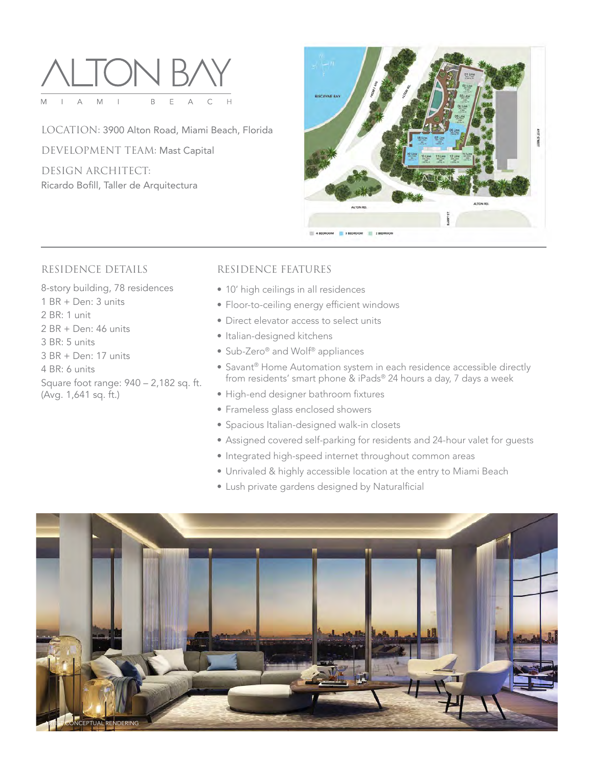# ALTON BAY

M I A M I   B E A C H

LOCATION: 3900 Alton Road, Miami Beach, Florida

DEVELOPMENT TEAM: Mast Capital

DESIGN ARCHITECT:
Ricardo Bofill, Taller de Arquitectura

## RESIDENCE DETAILS

8-story building, 78 residences
1 BR + Den: 3 units
2 BR: 1 unit
2 BR + Den: 46 units
3 BR: 5 units
3 BR + Den: 17 units
4 BR: 6 units
Square foot range: 940 – 2,182 sq. ft. (Avg. 1,641 sq. ft.)

## RESIDENCE FEATURES

- 10' high ceilings in all residences
- Floor-to-ceiling energy efficient windows
- Direct elevator access to select units
- Italian-designed kitchens
- Sub-Zero® and Wolf® appliances
- Savant® Home Automation system in each residence accessible directly from residents' smart phone & iPads® 24 hours a day, 7 days a week
- High-end designer bathroom fixtures
- Frameless glass enclosed showers
- Spacious Italian-designed walk-in closets
- Assigned covered self-parking for residents and 24-hour valet for guests
- Integrated high-speed internet throughout common areas
- Unrivaled & highly accessible location at the entry to Miami Beach
- Lush private gardens designed by Naturalficial

ARTIST CONCEPTUAL RENDERING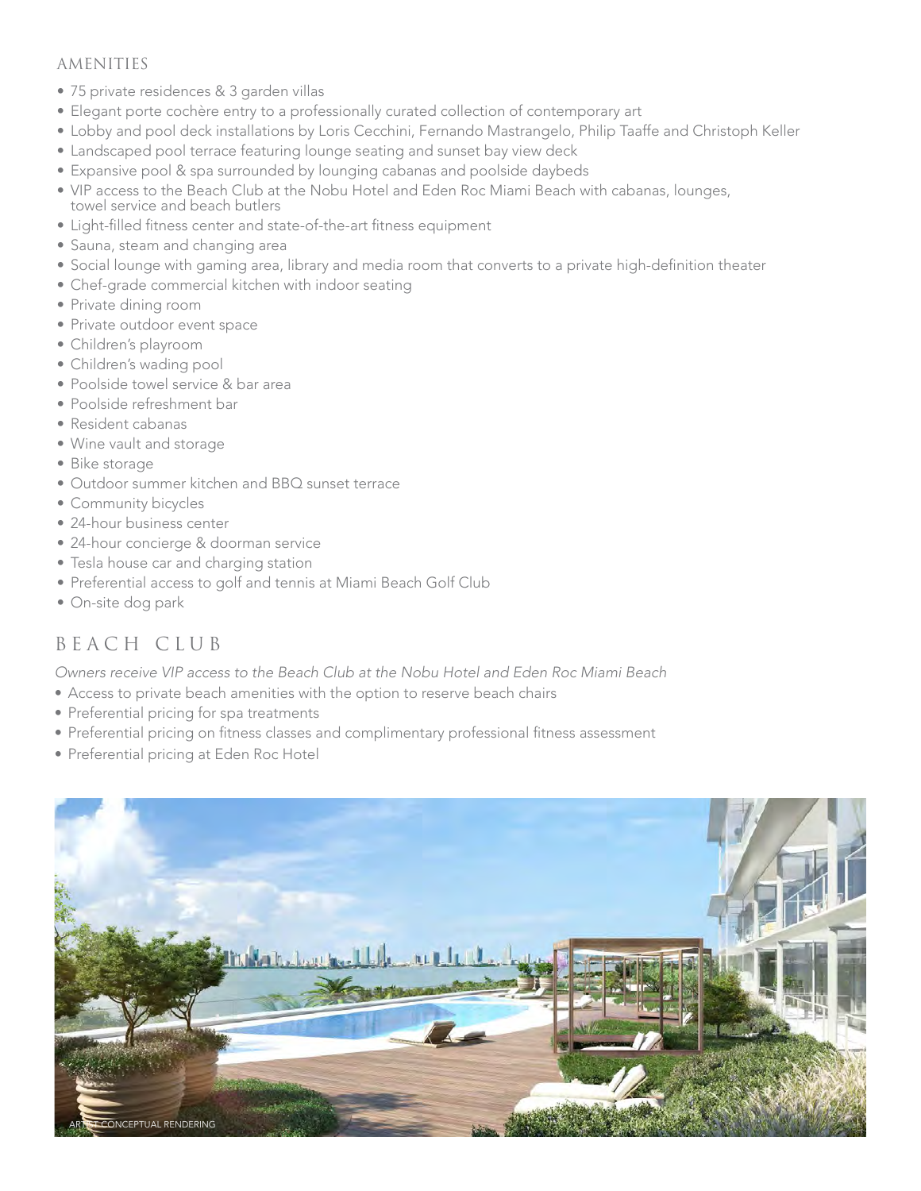## AMENITIES

- 75 private residences & 3 garden villas
- Elegant porte cochère entry to a professionally curated collection of contemporary art
- Lobby and pool deck installations by Loris Cecchini, Fernando Mastrangelo, Philip Taaffe and Christoph Keller
- Landscaped pool terrace featuring lounge seating and sunset bay view deck
- Expansive pool & spa surrounded by lounging cabanas and poolside daybeds
- VIP access to the Beach Club at the Nobu Hotel and Eden Roc Miami Beach with cabanas, lounges, towel service and beach butlers
- Light-filled fitness center and state-of-the-art fitness equipment
- Sauna, steam and changing area
- Social lounge with gaming area, library and media room that converts to a private high-definition theater
- Chef-grade commercial kitchen with indoor seating
- Private dining room
- Private outdoor event space
- Children's playroom
- Children's wading pool
- Poolside towel service & bar area
- Poolside refreshment bar
- Resident cabanas
- Wine vault and storage
- Bike storage
- Outdoor summer kitchen and BBQ sunset terrace
- Community bicycles
- 24-hour business center
- 24-hour concierge & doorman service
- Tesla house car and charging station
- Preferential access to golf and tennis at Miami Beach Golf Club
- On-site dog park

## BEACH CLUB

*Owners receive VIP access to the Beach Club at the Nobu Hotel and Eden Roc Miami Beach*

- Access to private beach amenities with the option to reserve beach chairs
- Preferential pricing for spa treatments
- Preferential pricing on fitness classes and complimentary professional fitness assessment
- Preferential pricing at Eden Roc Hotel

ARTIST CONCEPTUAL RENDERING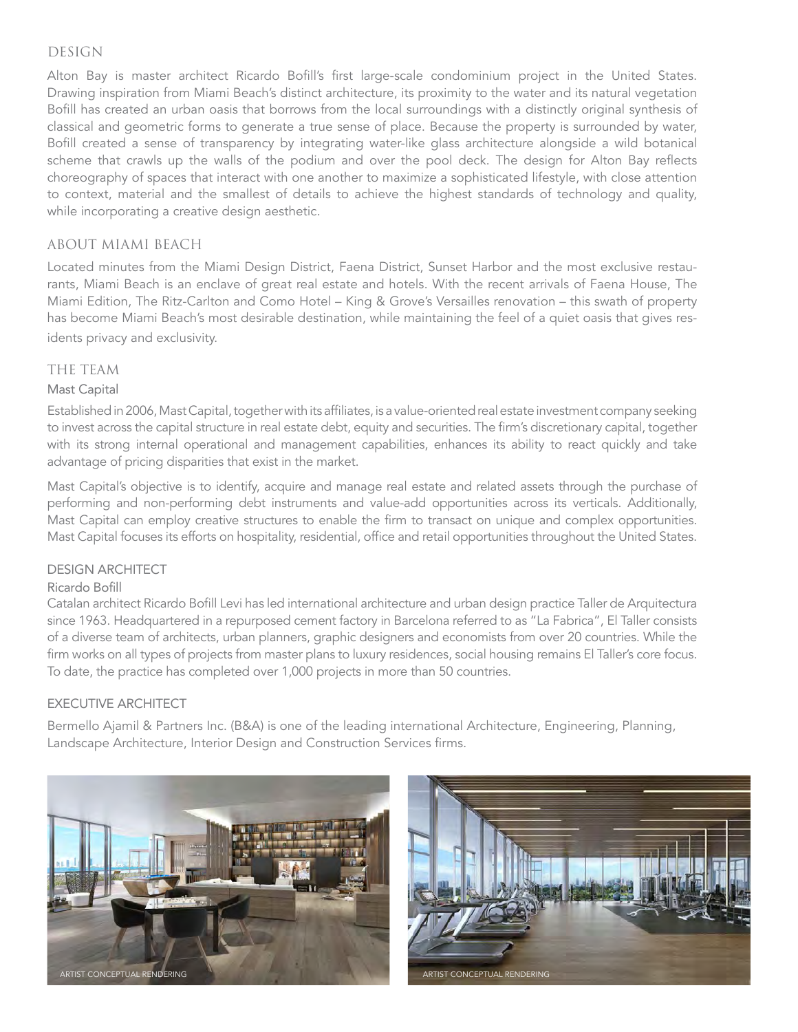## DESIGN

Alton Bay is master architect Ricardo Bofill's first large-scale condominium project in the United States. Drawing inspiration from Miami Beach's distinct architecture, its proximity to the water and its natural vegetation Bofill has created an urban oasis that borrows from the local surroundings with a distinctly original synthesis of classical and geometric forms to generate a true sense of place. Because the property is surrounded by water, Bofill created a sense of transparency by integrating water-like glass architecture alongside a wild botanical scheme that crawls up the walls of the podium and over the pool deck. The design for Alton Bay reflects choreography of spaces that interact with one another to maximize a sophisticated lifestyle, with close attention to context, material and the smallest of details to achieve the highest standards of technology and quality, while incorporating a creative design aesthetic.

## ABOUT MIAMI BEACH

Located minutes from the Miami Design District, Faena District, Sunset Harbor and the most exclusive restaurants, Miami Beach is an enclave of great real estate and hotels. With the recent arrivals of Faena House, The Miami Edition, The Ritz-Carlton and Como Hotel – King & Grove's Versailles renovation – this swath of property has become Miami Beach's most desirable destination, while maintaining the feel of a quiet oasis that gives residents privacy and exclusivity.

## THE TEAM

### Mast Capital

Established in 2006, Mast Capital, together with its affiliates, is a value-oriented real estate investment company seeking to invest across the capital structure in real estate debt, equity and securities. The firm's discretionary capital, together with its strong internal operational and management capabilities, enhances its ability to react quickly and take advantage of pricing disparities that exist in the market.

Mast Capital's objective is to identify, acquire and manage real estate and related assets through the purchase of performing and non-performing debt instruments and value-add opportunities across its verticals. Additionally, Mast Capital can employ creative structures to enable the firm to transact on unique and complex opportunities. Mast Capital focuses its efforts on hospitality, residential, office and retail opportunities throughout the United States.

### DESIGN ARCHITECT

#### Ricardo Bofill

Catalan architect Ricardo Bofill Levi has led international architecture and urban design practice Taller de Arquitectura since 1963. Headquartered in a repurposed cement factory in Barcelona referred to as "La Fabrica", El Taller consists of a diverse team of architects, urban planners, graphic designers and economists from over 20 countries. While the firm works on all types of projects from master plans to luxury residences, social housing remains El Taller's core focus. To date, the practice has completed over 1,000 projects in more than 50 countries.

### EXECUTIVE ARCHITECT

Bermello Ajamil & Partners Inc. (B&A) is one of the leading international Architecture, Engineering, Planning, Landscape Architecture, Interior Design and Construction Services firms.

ARTIST CONCEPTUAL RENDERING

ARTIST CONCEPTUAL RENDERING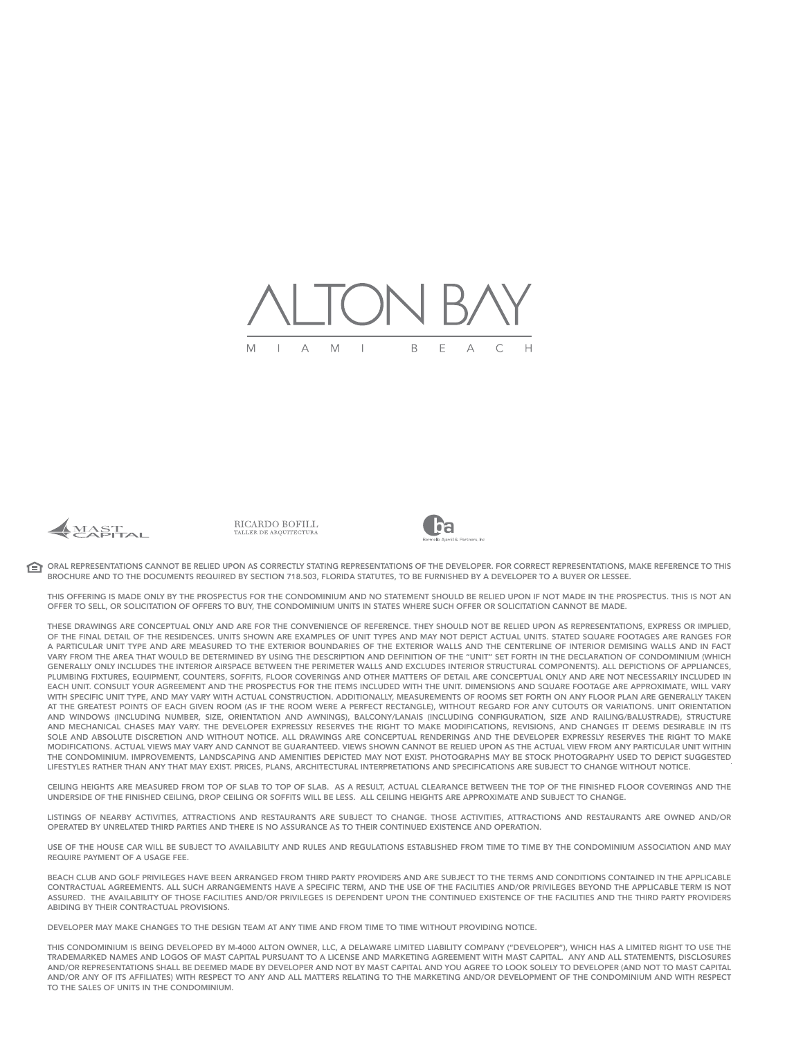# ALTON BAY

MIAMI BEACH

MAST CAPITAL

RICARDO BOFILL
TALLER DE ARQUITECTURA

ba
Bermello Ajamil & Partners, Inc

ORAL REPRESENTATIONS CANNOT BE RELIED UPON AS CORRECTLY STATING REPRESENTATIONS OF THE DEVELOPER. FOR CORRECT REPRESENTATIONS, MAKE REFERENCE TO THIS BROCHURE AND TO THE DOCUMENTS REQUIRED BY SECTION 718.503, FLORIDA STATUTES, TO BE FURNISHED BY A DEVELOPER TO A BUYER OR LESSEE.

THIS OFFERING IS MADE ONLY BY THE PROSPECTUS FOR THE CONDOMINIUM AND NO STATEMENT SHOULD BE RELIED UPON IF NOT MADE IN THE PROSPECTUS. THIS IS NOT AN OFFER TO SELL, OR SOLICITATION OF OFFERS TO BUY, THE CONDOMINIUM UNITS IN STATES WHERE SUCH OFFER OR SOLICITATION CANNOT BE MADE.

THESE DRAWINGS ARE CONCEPTUAL ONLY AND ARE FOR THE CONVENIENCE OF REFERENCE. THEY SHOULD NOT BE RELIED UPON AS REPRESENTATIONS, EXPRESS OR IMPLIED, OF THE FINAL DETAIL OF THE RESIDENCES. UNITS SHOWN ARE EXAMPLES OF UNIT TYPES AND MAY NOT DEPICT ACTUAL UNITS. STATED SQUARE FOOTAGES ARE RANGES FOR A PARTICULAR UNIT TYPE AND ARE MEASURED TO THE EXTERIOR BOUNDARIES OF THE EXTERIOR WALLS AND THE CENTERLINE OF INTERIOR DEMISING WALLS AND IN FACT VARY FROM THE AREA THAT WOULD BE DETERMINED BY USING THE DESCRIPTION AND DEFINITION OF THE "UNIT" SET FORTH IN THE DECLARATION OF CONDOMINIUM (WHICH GENERALLY ONLY INCLUDES THE INTERIOR AIRSPACE BETWEEN THE PERIMETER WALLS AND EXCLUDES INTERIOR STRUCTURAL COMPONENTS). ALL DEPICTIONS OF APPLIANCES, PLUMBING FIXTURES, EQUIPMENT, COUNTERS, SOFFITS, FLOOR COVERINGS AND OTHER MATTERS OF DETAIL ARE CONCEPTUAL ONLY AND ARE NOT NECESSARILY INCLUDED IN EACH UNIT. CONSULT YOUR AGREEMENT AND THE PROSPECTUS FOR THE ITEMS INCLUDED WITH THE UNIT. DIMENSIONS AND SQUARE FOOTAGE ARE APPROXIMATE, WILL VARY WITH SPECIFIC UNIT TYPE, AND MAY VARY WITH ACTUAL CONSTRUCTION. ADDITIONALLY, MEASUREMENTS OF ROOMS SET FORTH ON ANY FLOOR PLAN ARE GENERALLY TAKEN AT THE GREATEST POINTS OF EACH GIVEN ROOM (AS IF THE ROOM WERE A PERFECT RECTANGLE), WITHOUT REGARD FOR ANY CUTOUTS OR VARIATIONS. UNIT ORIENTATION AND WINDOWS (INCLUDING NUMBER, SIZE, ORIENTATION AND AWNINGS), BALCONY/LANAIS (INCLUDING CONFIGURATION, SIZE AND RAILING/BALUSTRADE), STRUCTURE AND MECHANICAL CHASES MAY VARY. THE DEVELOPER EXPRESSLY RESERVES THE RIGHT TO MAKE MODIFICATIONS, REVISIONS, AND CHANGES IT DEEMS DESIRABLE IN ITS SOLE AND ABSOLUTE DISCRETION AND WITHOUT NOTICE. ALL DRAWINGS ARE CONCEPTUAL RENDERINGS AND THE DEVELOPER EXPRESSLY RESERVES THE RIGHT TO MAKE MODIFICATIONS. ACTUAL VIEWS MAY VARY AND CANNOT BE GUARANTEED. VIEWS SHOWN CANNOT BE RELIED UPON AS THE ACTUAL VIEW FROM ANY PARTICULAR UNIT WITHIN THE CONDOMINIUM. IMPROVEMENTS, LANDSCAPING AND AMENITIES DEPICTED MAY NOT EXIST. PHOTOGRAPHS MAY BE STOCK PHOTOGRAPHY USED TO DEPICT SUGGESTED LIFESTYLES RATHER THAN ANY THAT MAY EXIST. PRICES, PLANS, ARCHITECTURAL INTERPRETATIONS AND SPECIFICATIONS ARE SUBJECT TO CHANGE WITHOUT NOTICE.

CEILING HEIGHTS ARE MEASURED FROM TOP OF SLAB TO TOP OF SLAB. AS A RESULT, ACTUAL CLEARANCE BETWEEN THE TOP OF THE FINISHED FLOOR COVERINGS AND THE UNDERSIDE OF THE FINISHED CEILING, DROP CEILING OR SOFFITS WILL BE LESS. ALL CEILING HEIGHTS ARE APPROXIMATE AND SUBJECT TO CHANGE.

LISTINGS OF NEARBY ACTIVITIES, ATTRACTIONS AND RESTAURANTS ARE SUBJECT TO CHANGE. THOSE ACTIVITIES, ATTRACTIONS AND RESTAURANTS ARE OWNED AND/OR OPERATED BY UNRELATED THIRD PARTIES AND THERE IS NO ASSURANCE AS TO THEIR CONTINUED EXISTENCE AND OPERATION.

USE OF THE HOUSE CAR WILL BE SUBJECT TO AVAILABILITY AND RULES AND REGULATIONS ESTABLISHED FROM TIME TO TIME BY THE CONDOMINIUM ASSOCIATION AND MAY REQUIRE PAYMENT OF A USAGE FEE.

BEACH CLUB AND GOLF PRIVILEGES HAVE BEEN ARRANGED FROM THIRD PARTY PROVIDERS AND ARE SUBJECT TO THE TERMS AND CONDITIONS CONTAINED IN THE APPLICABLE CONTRACTUAL AGREEMENTS. ALL SUCH ARRANGEMENTS HAVE A SPECIFIC TERM, AND THE USE OF THE FACILITIES AND/OR PRIVILEGES BEYOND THE APPLICABLE TERM IS NOT ASSURED. THE AVAILABILITY OF THOSE FACILITIES AND/OR PRIVILEGES IS DEPENDENT UPON THE CONTINUED EXISTENCE OF THE FACILITIES AND THE THIRD PARTY PROVIDERS ABIDING BY THEIR CONTRACTUAL PROVISIONS.

DEVELOPER MAY MAKE CHANGES TO THE DESIGN TEAM AT ANY TIME AND FROM TIME TO TIME WITHOUT PROVIDING NOTICE.

THIS CONDOMINIUM IS BEING DEVELOPED BY M-4000 ALTON OWNER, LLC, A DELAWARE LIMITED LIABILITY COMPANY ("DEVELOPER"), WHICH HAS A LIMITED RIGHT TO USE THE TRADEMARKED NAMES AND LOGOS OF MAST CAPITAL PURSUANT TO A LICENSE AND MARKETING AGREEMENT WITH MAST CAPITAL. ANY AND ALL STATEMENTS, DISCLOSURES AND/OR REPRESENTATIONS SHALL BE DEEMED MADE BY DEVELOPER AND NOT BY MAST CAPITAL AND YOU AGREE TO LOOK SOLELY TO DEVELOPER (AND NOT TO MAST CAPITAL AND/OR ANY OF ITS AFFILIATES) WITH RESPECT TO ANY AND ALL MATTERS RELATING TO THE MARKETING AND/OR DEVELOPMENT OF THE CONDOMINIUM AND WITH RESPECT TO THE SALES OF UNITS IN THE CONDOMINIUM.